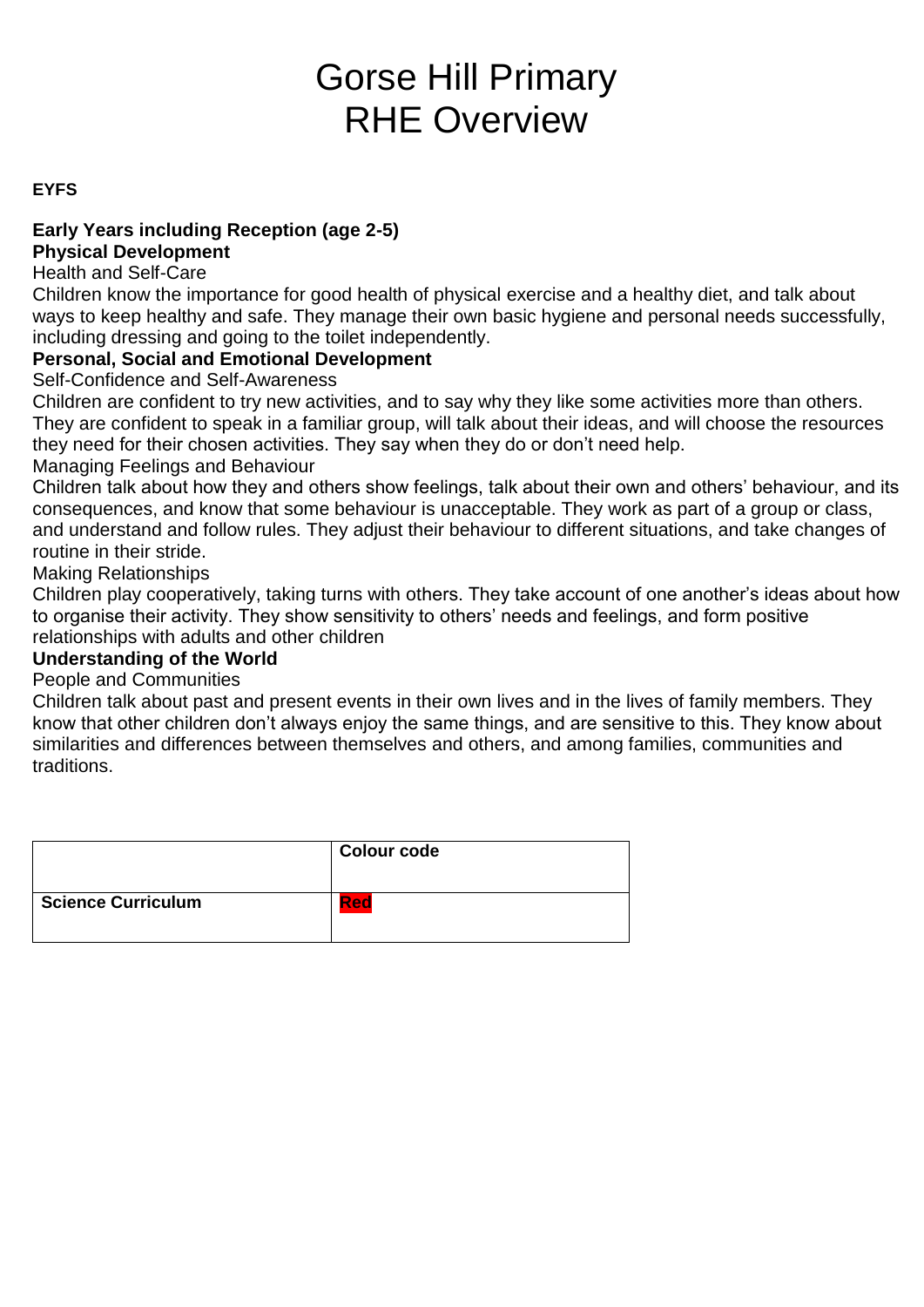# Gorse Hill Primary
# RHE Overview

**EYFS**

**Early Years including Reception (age 2-5)**
**Physical Development**

Health and Self-Care

Children know the importance for good health of physical exercise and a healthy diet, and talk about ways to keep healthy and safe. They manage their own basic hygiene and personal needs successfully, including dressing and going to the toilet independently.

**Personal, Social and Emotional Development**

Self-Confidence and Self-Awareness

Children are confident to try new activities, and to say why they like some activities more than others. They are confident to speak in a familiar group, will talk about their ideas, and will choose the resources they need for their chosen activities. They say when they do or don't need help.

Managing Feelings and Behaviour

Children talk about how they and others show feelings, talk about their own and others' behaviour, and its consequences, and know that some behaviour is unacceptable. They work as part of a group or class, and understand and follow rules. They adjust their behaviour to different situations, and take changes of routine in their stride.

Making Relationships

Children play cooperatively, taking turns with others. They take account of one another's ideas about how to organise their activity. They show sensitivity to others' needs and feelings, and form positive relationships with adults and other children

**Understanding of the World**

People and Communities

Children talk about past and present events in their own lives and in the lives of family members. They know that other children don't always enjoy the same things, and are sensitive to this. They know about similarities and differences between themselves and others, and among families, communities and traditions.

| | **Colour code** |
|---|---|
| **Science Curriculum** | **Red** |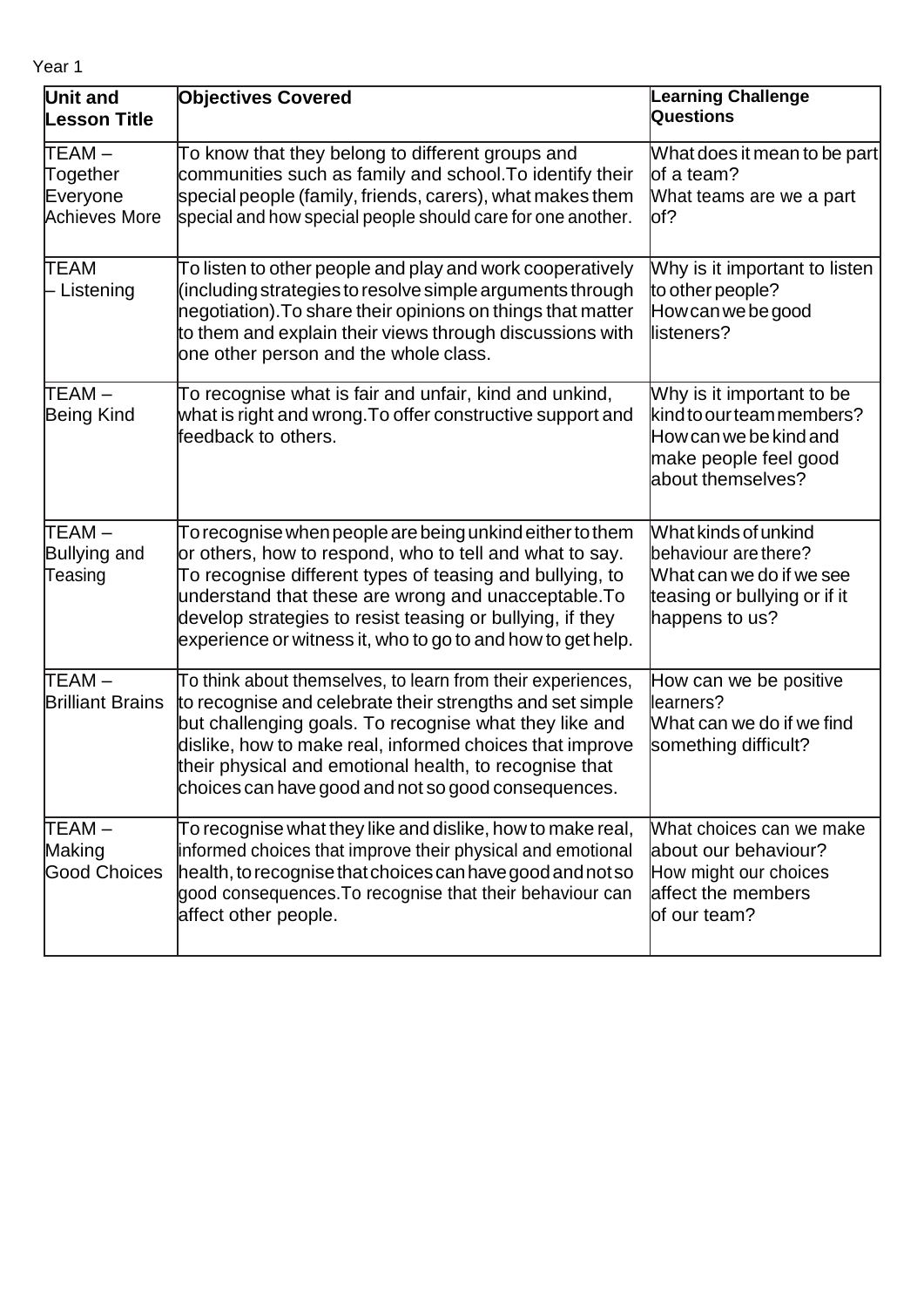Year 1

| Unit and Lesson Title | Objectives Covered | Learning Challenge Questions |
|---|---|---|
| TEAM – Together Everyone Achieves More | To know that they belong to different groups and communities such as family and school.To identify their special people (family, friends, carers), what makes them special and how special people should care for one another. | What does it mean to be part of a team? What teams are we a part of? |
| TEAM – Listening | To listen to other people and play and work cooperatively (including strategies to resolve simple arguments through negotiation).To share their opinions on things that matter to them and explain their views through discussions with one other person and the whole class. | Why is it important to listen to other people? How can we be good listeners? |
| TEAM – Being Kind | To recognise what is fair and unfair, kind and unkind, what is right and wrong.To offer constructive support and feedback to others. | Why is it important to be kind to our team members? How can we be kind and make people feel good about themselves? |
| TEAM – Bullying and Teasing | To recognise when people are being unkind either to them or others, how to respond, who to tell and what to say. To recognise different types of teasing and bullying, to understand that these are wrong and unacceptable.To develop strategies to resist teasing or bullying, if they experience or witness it, who to go to and how to get help. | What kinds of unkind behaviour are there? What can we do if we see teasing or bullying or if it happens to us? |
| TEAM – Brilliant Brains | To think about themselves, to learn from their experiences, to recognise and celebrate their strengths and set simple but challenging goals. To recognise what they like and dislike, how to make real, informed choices that improve their physical and emotional health, to recognise that choices can have good and not so good consequences. | How can we be positive learners? What can we do if we find something difficult? |
| TEAM – Making Good Choices | To recognise what they like and dislike, how to make real, informed choices that improve their physical and emotional health, to recognise that choices can have good and not so good consequences.To recognise that their behaviour can affect other people. | What choices can we make about our behaviour? How might our choices affect the members of our team? |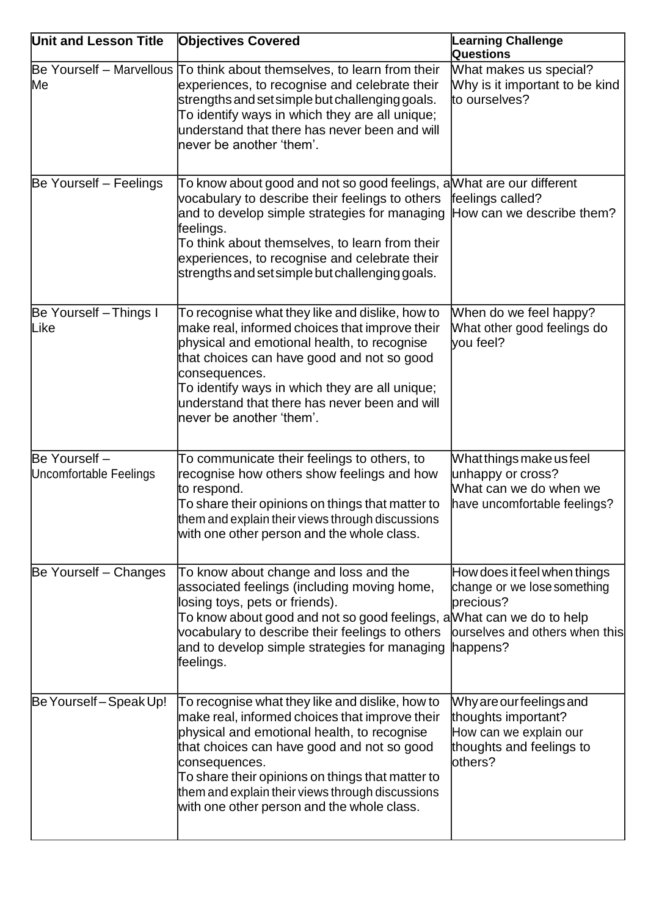| Unit and Lesson Title | Objectives Covered | Learning Challenge Questions |
| --- | --- | --- |
| Be Yourself – Marvellous Me | To think about themselves, to learn from their experiences, to recognise and celebrate their strengths and set simple but challenging goals.<br>To identify ways in which they are all unique; understand that there has never been and will never be another 'them'. | What makes us special?<br>Why is it important to be kind to ourselves? |
| Be Yourself – Feelings | To know about good and not so good feelings, a vocabulary to describe their feelings to others and to develop simple strategies for managing feelings.<br>To think about themselves, to learn from their experiences, to recognise and celebrate their strengths and set simple but challenging goals. | What are our different feelings called?<br>How can we describe them? |
| Be Yourself – Things I Like | To recognise what they like and dislike, how to make real, informed choices that improve their physical and emotional health, to recognise that choices can have good and not so good consequences.<br>To identify ways in which they are all unique; understand that there has never been and will never be another 'them'. | When do we feel happy?<br>What other good feelings do you feel? |
| Be Yourself – Uncomfortable Feelings | To communicate their feelings to others, to recognise how others show feelings and how to respond.<br>To share their opinions on things that matter to them and explain their views through discussions with one other person and the whole class. | What things make us feel unhappy or cross?<br>What can we do when we have uncomfortable feelings? |
| Be Yourself – Changes | To know about change and loss and the associated feelings (including moving home, losing toys, pets or friends).<br>To know about good and not so good feelings, a vocabulary to describe their feelings to others and to develop simple strategies for managing feelings. | How does it feel when things change or we lose something precious?<br>What can we do to help ourselves and others when this happens? |
| Be Yourself – Speak Up! | To recognise what they like and dislike, how to make real, informed choices that improve their physical and emotional health, to recognise that choices can have good and not so good consequences.<br>To share their opinions on things that matter to them and explain their views through discussions with one other person and the whole class. | Why are our feelings and thoughts important?<br>How can we explain our thoughts and feelings to others? |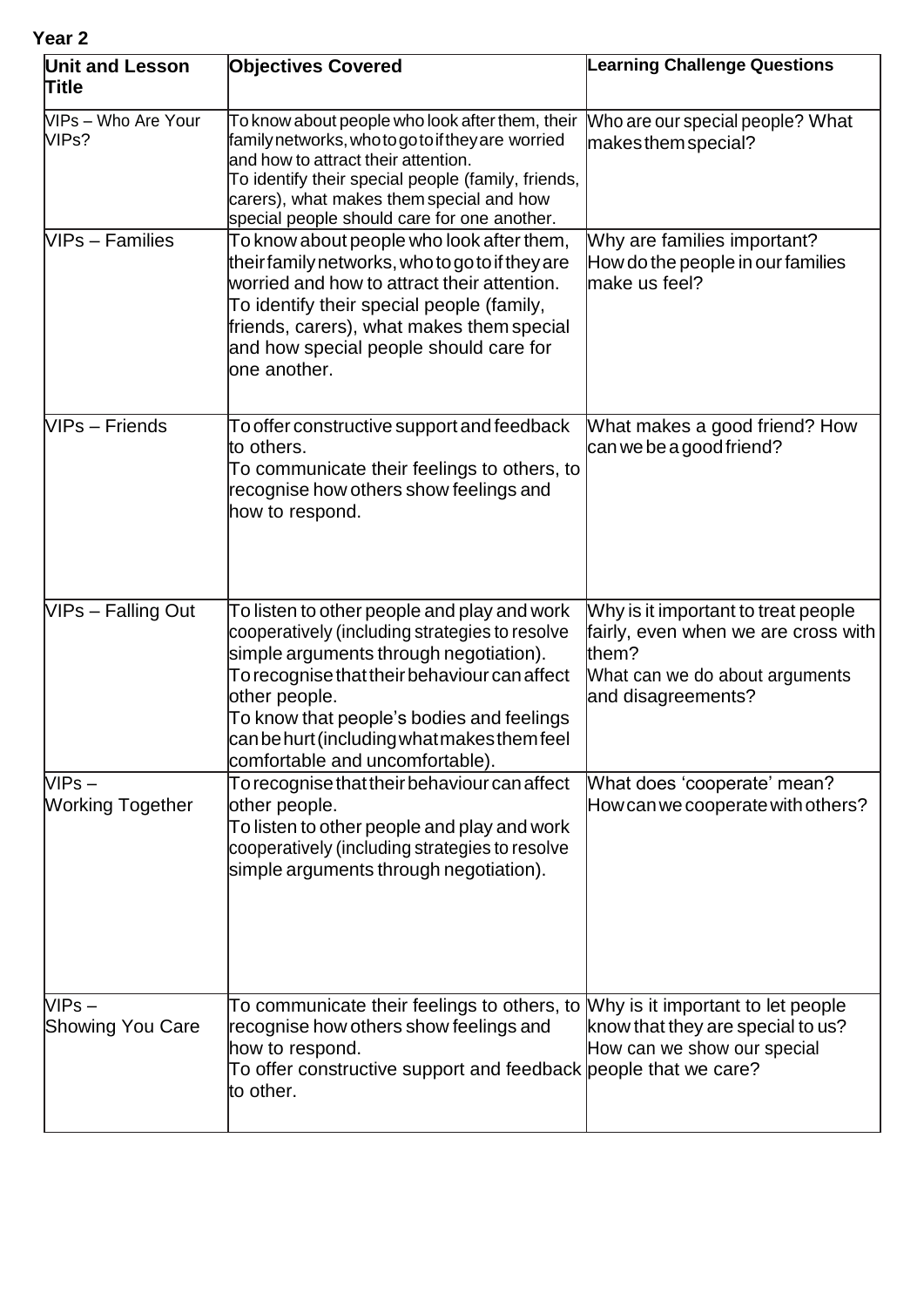**Year 2**

| Unit and Lesson Title | Objectives Covered | Learning Challenge Questions |
|---|---|---|
| VIPs – Who Are Your VIPs? | To know about people who look after them, their family networks, who to go to if they are worried and how to attract their attention.<br>To identify their special people (family, friends, carers), what makes them special and how special people should care for one another. | Who are our special people? What makes them special? |
| VIPs – Families | To know about people who look after them, their family networks, who to go to if they are worried and how to attract their attention.<br>To identify their special people (family, friends, carers), what makes them special and how special people should care for one another. | Why are families important?<br>How do the people in our families make us feel? |
| VIPs – Friends | To offer constructive support and feedback to others.<br>To communicate their feelings to others, to recognise how others show feelings and how to respond. | What makes a good friend? How can we be a good friend? |
| VIPs – Falling Out | To listen to other people and play and work cooperatively (including strategies to resolve simple arguments through negotiation).<br>To recognise that their behaviour can affect other people.<br>To know that people's bodies and feelings can be hurt (including what makes them feel comfortable and uncomfortable). | Why is it important to treat people fairly, even when we are cross with them?<br>What can we do about arguments and disagreements? |
| VIPs – Working Together | To recognise that their behaviour can affect other people.<br>To listen to other people and play and work cooperatively (including strategies to resolve simple arguments through negotiation). | What does 'cooperate' mean?<br>How can we cooperate with others? |
| VIPs – Showing You Care | To communicate their feelings to others, to recognise how others show feelings and how to respond.<br>To offer constructive support and feedback to other. | Why is it important to let people know that they are special to us?<br>How can we show our special people that we care? |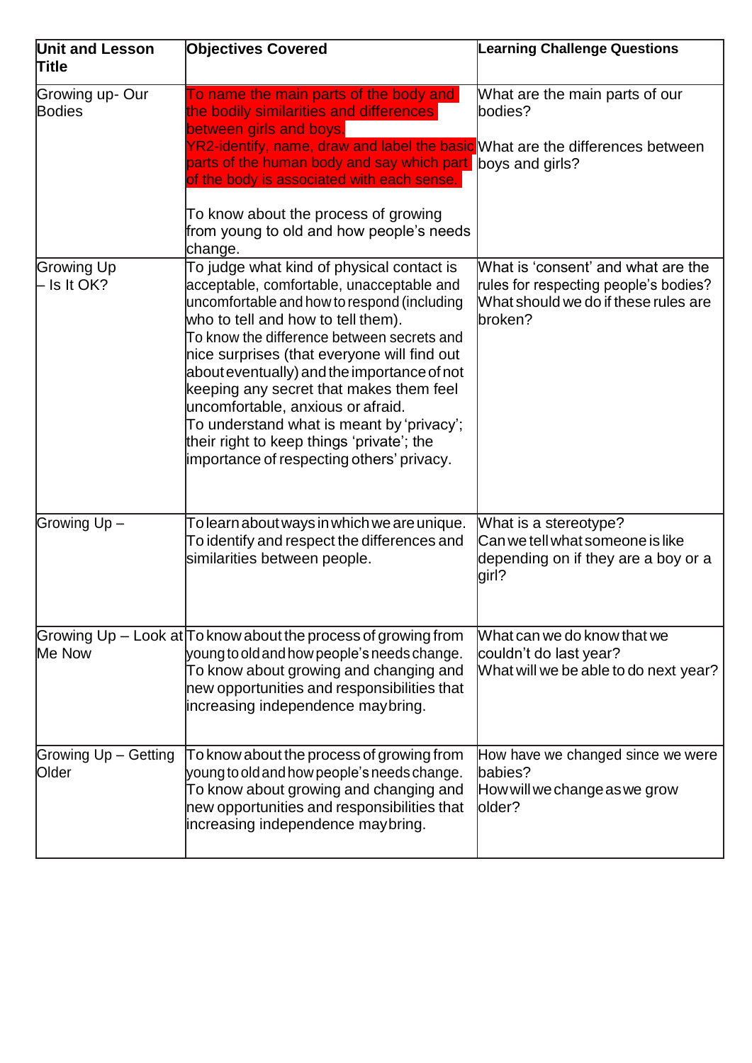| Unit and Lesson Title | Objectives Covered | Learning Challenge Questions |
|---|---|---|
| Growing up- Our Bodies | To name the main parts of the body and the bodily similarities and differences between girls and boys.<br>YR2-identify, name, draw and label the basic parts of the human body and say which part of the body is associated with each sense.<br><br>To know about the process of growing from young to old and how people's needs change. | What are the main parts of our bodies?<br><br>What are the differences between boys and girls? |
| Growing Up – Is It OK? | To judge what kind of physical contact is acceptable, comfortable, unacceptable and uncomfortable and how to respond (including who to tell and how to tell them).<br>To know the difference between secrets and nice surprises (that everyone will find out about eventually) and the importance of not keeping any secret that makes them feel uncomfortable, anxious or afraid.<br>To understand what is meant by 'privacy'; their right to keep things 'private'; the importance of respecting others' privacy. | What is 'consent' and what are the rules for respecting people's bodies? What should we do if these rules are broken? |
| Growing Up – | To learn about ways in which we are unique.<br>To identify and respect the differences and similarities between people. | What is a stereotype?<br>Can we tell what someone is like depending on if they are a boy or a girl? |
| Growing Up – Look at Me Now | To know about the process of growing from young to old and how people's needs change.<br>To know about growing and changing and new opportunities and responsibilities that increasing independence may bring. | What can we do know that we couldn't do last year?<br>What will we be able to do next year? |
| Growing Up – Getting Older | To know about the process of growing from young to old and how people's needs change.<br>To know about growing and changing and new opportunities and responsibilities that increasing independence may bring. | How have we changed since we were babies?<br>How will we change as we grow older? |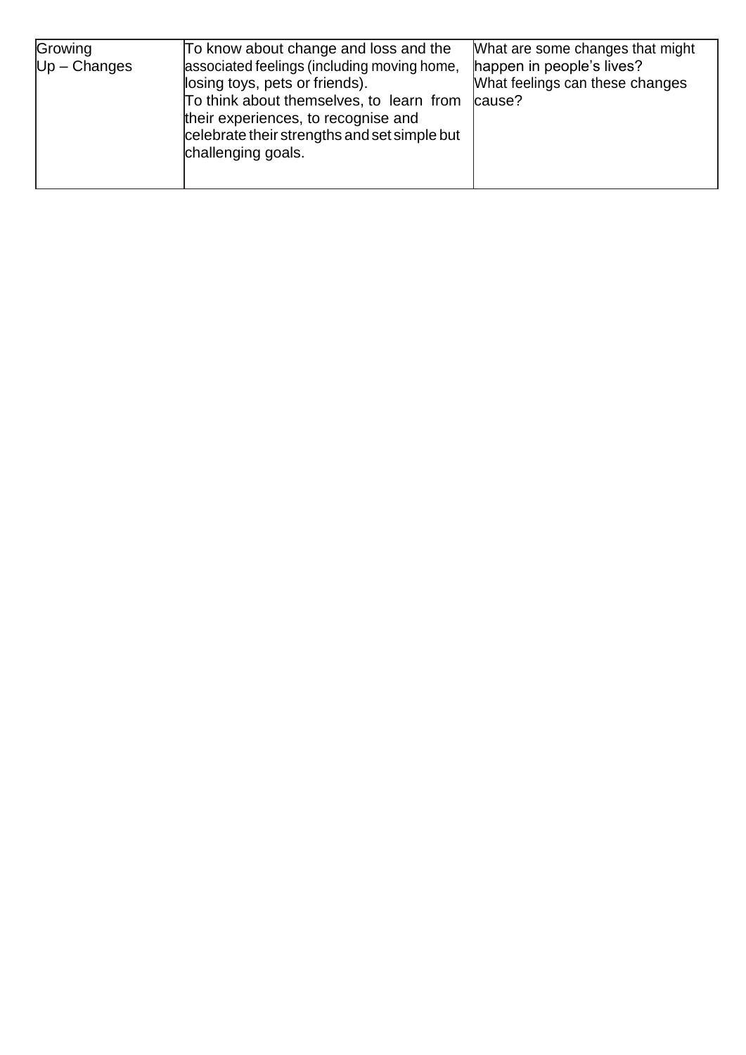| Growing Up – Changes | To know about change and loss and the associated feelings (including moving home, losing toys, pets or friends).<br>To think about themselves, to learn from their experiences, to recognise and celebrate their strengths and set simple but challenging goals. | What are some changes that might happen in people's lives?<br>What feelings can these changes cause? |
|---|---|---|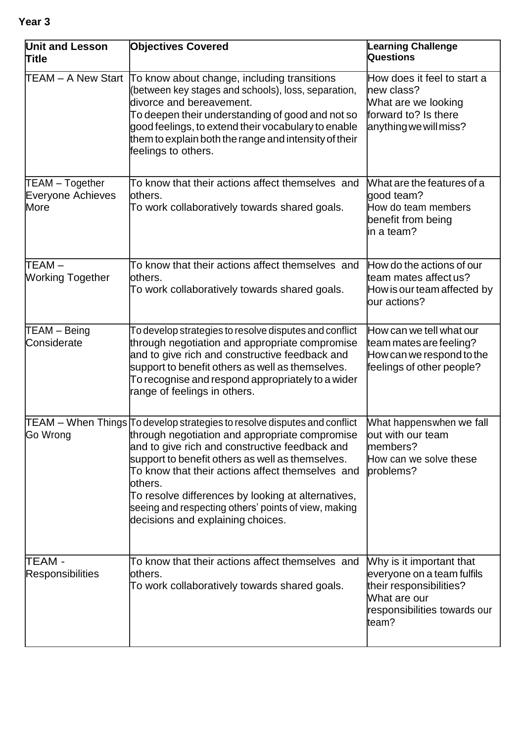**Year 3**

| Unit and Lesson Title | Objectives Covered | Learning Challenge Questions |
|---|---|---|
| TEAM – A New Start | To know about change, including transitions (between key stages and schools), loss, separation, divorce and bereavement.<br>To deepen their understanding of good and not so good feelings, to extend their vocabulary to enable them to explain both the range and intensity of their feelings to others. | How does it feel to start a new class?<br>What are we looking forward to? Is there anything we will miss? |
| TEAM – Together Everyone Achieves More | To know that their actions affect themselves and others.<br>To work collaboratively towards shared goals. | What are the features of a good team?<br>How do team members benefit from being in a team? |
| TEAM – Working Together | To know that their actions affect themselves and others.<br>To work collaboratively towards shared goals. | How do the actions of our team mates affect us?<br>How is our team affected by our actions? |
| TEAM – Being Considerate | To develop strategies to resolve disputes and conflict through negotiation and appropriate compromise and to give rich and constructive feedback and support to benefit others as well as themselves.<br>To recognise and respond appropriately to a wider range of feelings in others. | How can we tell what our team mates are feeling?<br>How can we respond to the feelings of other people? |
| TEAM – When Things Go Wrong | To develop strategies to resolve disputes and conflict through negotiation and appropriate compromise and to give rich and constructive feedback and support to benefit others as well as themselves.<br>To know that their actions affect themselves and others.<br>To resolve differences by looking at alternatives, seeing and respecting others' points of view, making decisions and explaining choices. | What happens when we fall out with our team members?<br>How can we solve these problems? |
| TEAM - Responsibilities | To know that their actions affect themselves and others.<br>To work collaboratively towards shared goals. | Why is it important that everyone on a team fulfils their responsibilities?<br>What are our responsibilities towards our team? |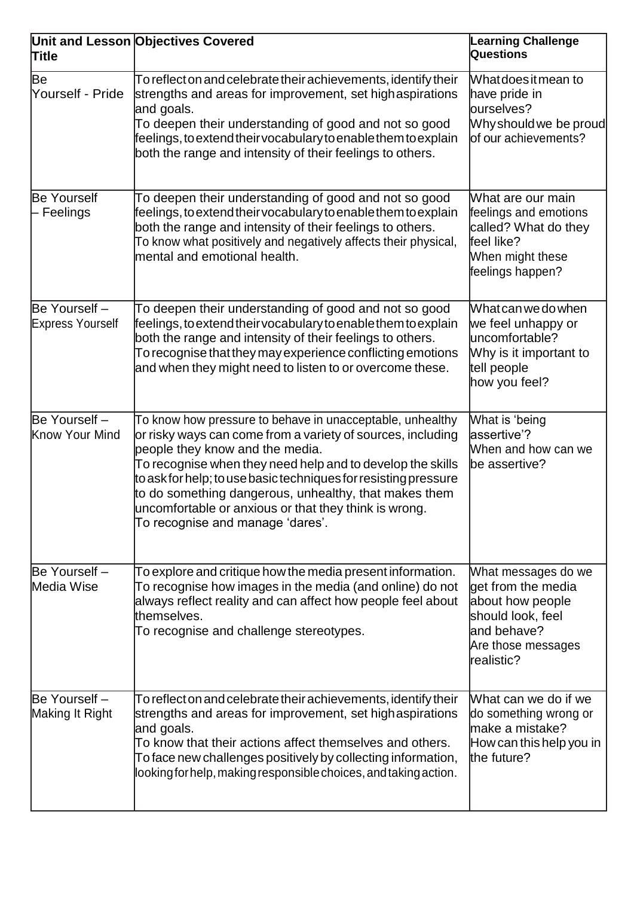| Unit and Lesson Title | Objectives Covered | Learning Challenge Questions |
|---|---|---|
| Be Yourself - Pride | To reflect on and celebrate their achievements, identify their strengths and areas for improvement, set high aspirations and goals.<br>To deepen their understanding of good and not so good feelings, to extend their vocabulary to enable them to explain both the range and intensity of their feelings to others. | What does it mean to have pride in ourselves?<br>Why should we be proud of our achievements? |
| Be Yourself – Feelings | To deepen their understanding of good and not so good feelings, to extend their vocabulary to enable them to explain both the range and intensity of their feelings to others.<br>To know what positively and negatively affects their physical, mental and emotional health. | What are our main feelings and emotions called? What do they feel like?<br>When might these feelings happen? |
| Be Yourself – Express Yourself | To deepen their understanding of good and not so good feelings, to extend their vocabulary to enable them to explain both the range and intensity of their feelings to others.<br>To recognise that they may experience conflicting emotions and when they might need to listen to or overcome these. | What can we do when we feel unhappy or uncomfortable?<br>Why is it important to tell people how you feel? |
| Be Yourself – Know Your Mind | To know how pressure to behave in unacceptable, unhealthy or risky ways can come from a variety of sources, including people they know and the media.<br>To recognise when they need help and to develop the skills to ask for help; to use basic techniques for resisting pressure to do something dangerous, unhealthy, that makes them uncomfortable or anxious or that they think is wrong.<br>To recognise and manage 'dares'. | What is 'being assertive'?<br>When and how can we be assertive? |
| Be Yourself – Media Wise | To explore and critique how the media present information.<br>To recognise how images in the media (and online) do not always reflect reality and can affect how people feel about themselves.<br>To recognise and challenge stereotypes. | What messages do we get from the media about how people should look, feel and behave?<br>Are those messages realistic? |
| Be Yourself – Making It Right | To reflect on and celebrate their achievements, identify their strengths and areas for improvement, set high aspirations and goals.<br>To know that their actions affect themselves and others.<br>To face new challenges positively by collecting information, looking for help, making responsible choices, and taking action. | What can we do if we do something wrong or make a mistake?<br>How can this help you in the future? |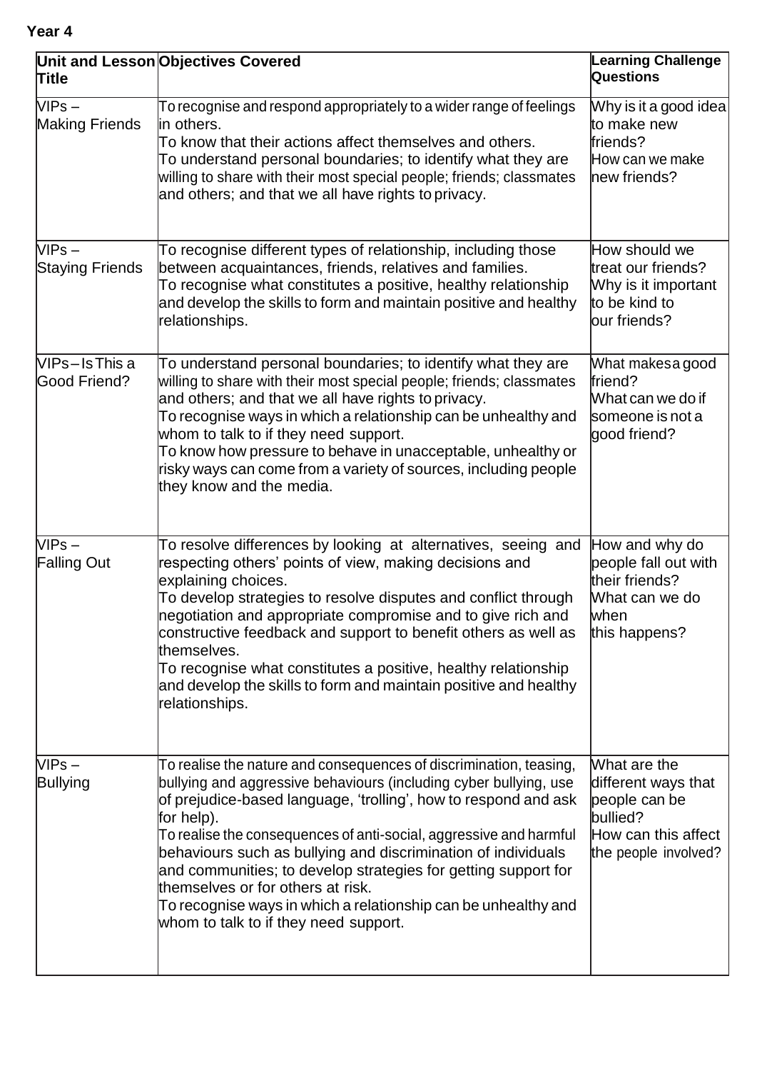**Year 4**

| Unit and Lesson Title | Objectives Covered | Learning Challenge Questions |
|---|---|---|
| VIPs – Making Friends | To recognise and respond appropriately to a wider range of feelings in others.<br>To know that their actions affect themselves and others.<br>To understand personal boundaries; to identify what they are willing to share with their most special people; friends; classmates and others; and that we all have rights to privacy. | Why is it a good idea to make new friends?<br>How can we make new friends? |
| VIPs – Staying Friends | To recognise different types of relationship, including those between acquaintances, friends, relatives and families.<br>To recognise what constitutes a positive, healthy relationship and develop the skills to form and maintain positive and healthy relationships. | How should we treat our friends?<br>Why is it important to be kind to our friends? |
| VIPs – Is This a Good Friend? | To understand personal boundaries; to identify what they are willing to share with their most special people; friends; classmates and others; and that we all have rights to privacy.<br>To recognise ways in which a relationship can be unhealthy and whom to talk to if they need support.<br>To know how pressure to behave in unacceptable, unhealthy or risky ways can come from a variety of sources, including people they know and the media. | What makes a good friend?<br>What can we do if someone is not a good friend? |
| VIPs – Falling Out | To resolve differences by looking at alternatives, seeing and respecting others' points of view, making decisions and explaining choices.<br>To develop strategies to resolve disputes and conflict through negotiation and appropriate compromise and to give rich and constructive feedback and support to benefit others as well as themselves.<br>To recognise what constitutes a positive, healthy relationship and develop the skills to form and maintain positive and healthy relationships. | How and why do people fall out with their friends?<br>What can we do when this happens? |
| VIPs – Bullying | To realise the nature and consequences of discrimination, teasing, bullying and aggressive behaviours (including cyber bullying, use of prejudice-based language, 'trolling', how to respond and ask for help).<br>To realise the consequences of anti-social, aggressive and harmful behaviours such as bullying and discrimination of individuals and communities; to develop strategies for getting support for themselves or for others at risk.<br>To recognise ways in which a relationship can be unhealthy and whom to talk to if they need support. | What are the different ways that people can be bullied?<br>How can this affect the people involved? |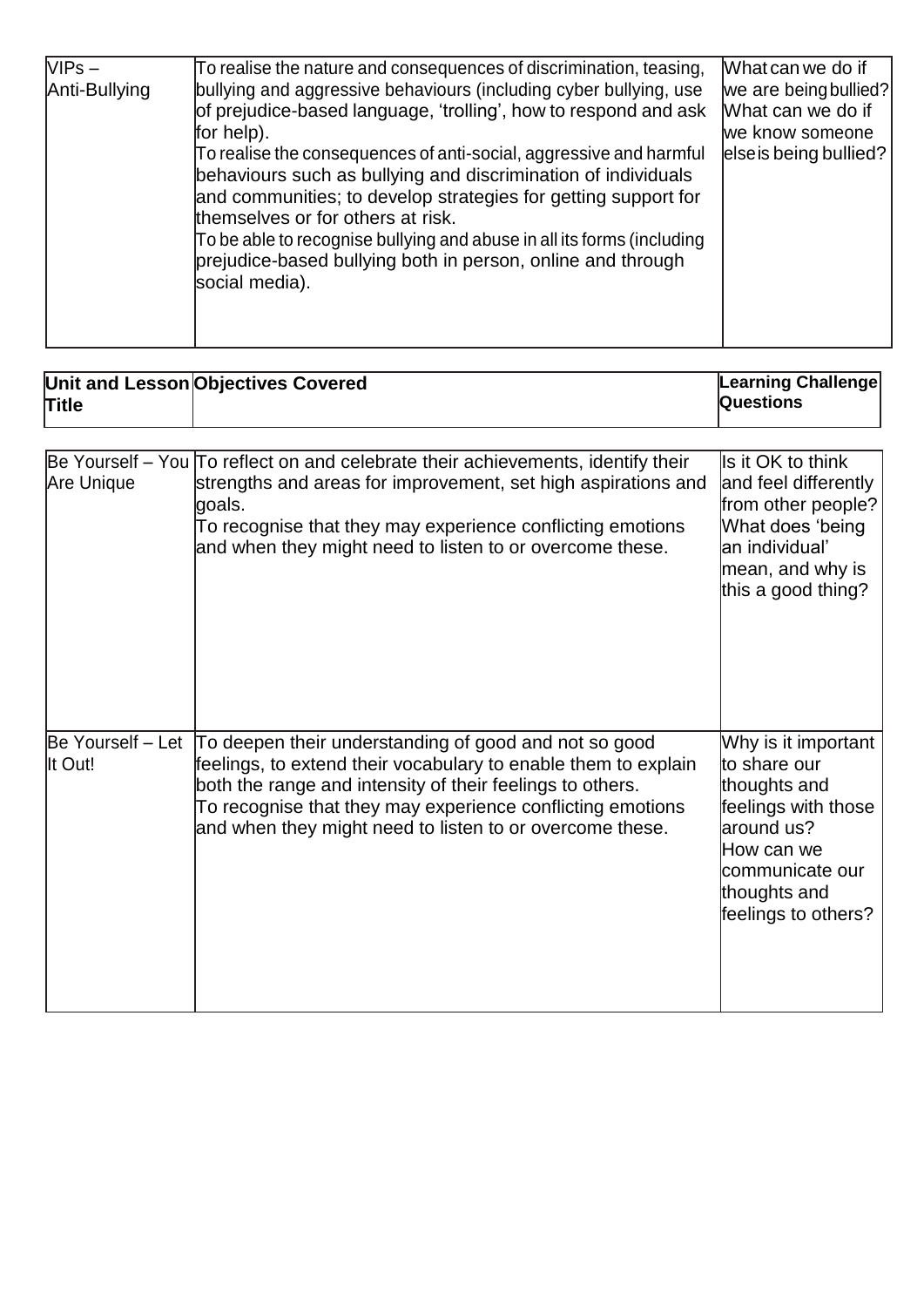| VIPs – Anti-Bullying | To realise the nature and consequences of discrimination, teasing, bullying and aggressive behaviours (including cyber bullying, use of prejudice-based language, 'trolling', how to respond and ask for help).<br>To realise the consequences of anti-social, aggressive and harmful behaviours such as bullying and discrimination of individuals and communities; to develop strategies for getting support for themselves or for others at risk.<br>To be able to recognise bullying and abuse in all its forms (including prejudice-based bullying both in person, online and through social media). | What can we do if we are being bullied?<br>What can we do if we know someone else is being bullied? |
|---|---|---|

| **Unit and Lesson Title** | **Objectives Covered** | **Learning Challenge Questions** |
|---|---|---|
| Be Yourself – You Are Unique | To reflect on and celebrate their achievements, identify their strengths and areas for improvement, set high aspirations and goals.<br>To recognise that they may experience conflicting emotions and when they might need to listen to or overcome these. | Is it OK to think and feel differently from other people?<br>What does 'being an individual' mean, and why is this a good thing? |
| Be Yourself – Let It Out! | To deepen their understanding of good and not so good feelings, to extend their vocabulary to enable them to explain both the range and intensity of their feelings to others.<br>To recognise that they may experience conflicting emotions and when they might need to listen to or overcome these. | Why is it important to share our thoughts and feelings with those around us?<br>How can we communicate our thoughts and feelings to others? |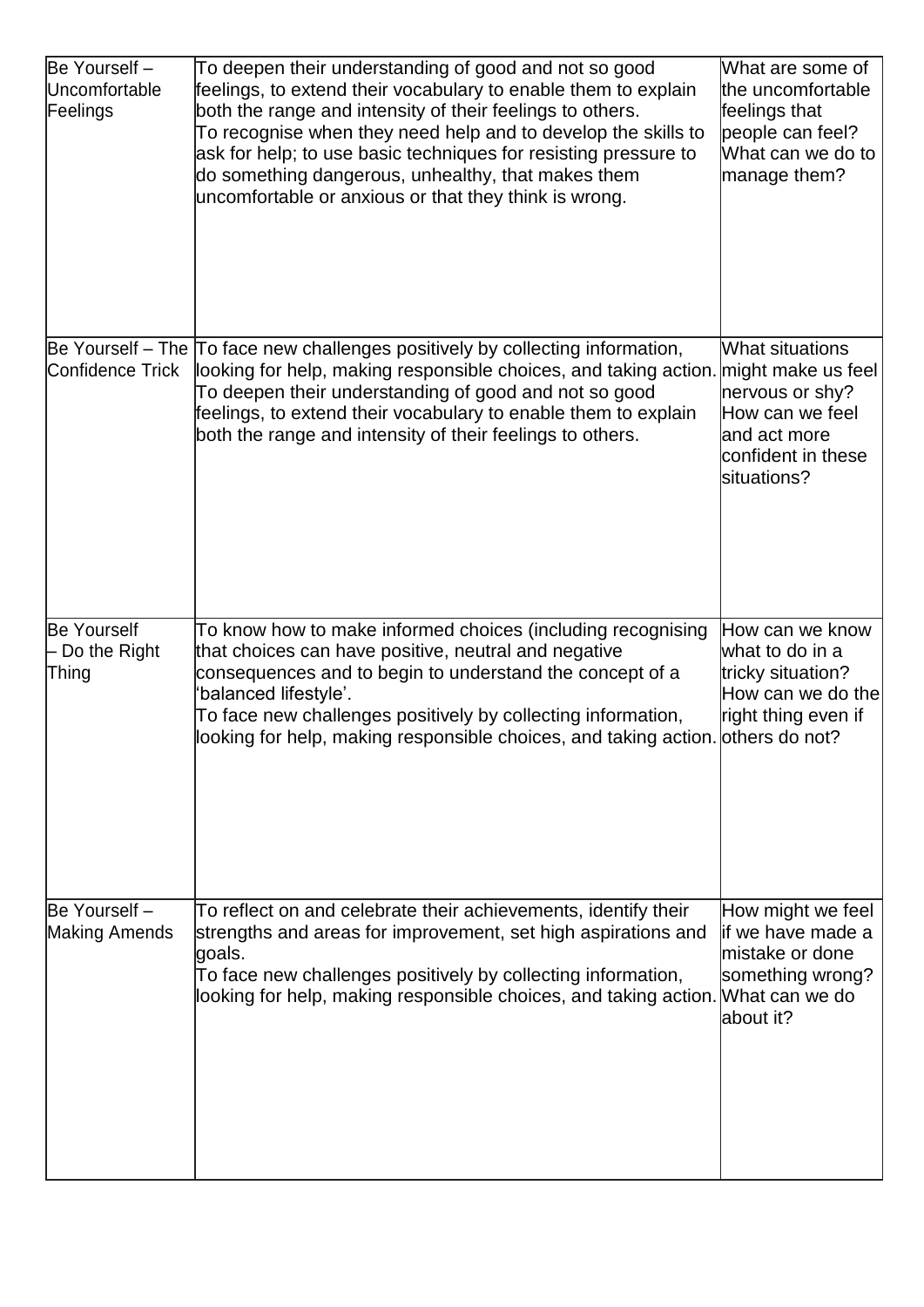| Be Yourself – Uncomfortable Feelings | To deepen their understanding of good and not so good feelings, to extend their vocabulary to enable them to explain both the range and intensity of their feelings to others.<br>To recognise when they need help and to develop the skills to ask for help; to use basic techniques for resisting pressure to do something dangerous, unhealthy, that makes them uncomfortable or anxious or that they think is wrong. | What are some of the uncomfortable feelings that people can feel? What can we do to manage them? |
|---|---|---|
| Be Yourself – The Confidence Trick | To face new challenges positively by collecting information, looking for help, making responsible choices, and taking action.<br>To deepen their understanding of good and not so good feelings, to extend their vocabulary to enable them to explain both the range and intensity of their feelings to others. | What situations might make us feel nervous or shy? How can we feel and act more confident in these situations? |
| Be Yourself – Do the Right Thing | To know how to make informed choices (including recognising that choices can have positive, neutral and negative consequences and to begin to understand the concept of a 'balanced lifestyle'.<br>To face new challenges positively by collecting information, looking for help, making responsible choices, and taking action. | How can we know what to do in a tricky situation? How can we do the right thing even if others do not? |
| Be Yourself – Making Amends | To reflect on and celebrate their achievements, identify their strengths and areas for improvement, set high aspirations and goals.<br>To face new challenges positively by collecting information, looking for help, making responsible choices, and taking action. | How might we feel if we have made a mistake or done something wrong? What can we do about it? |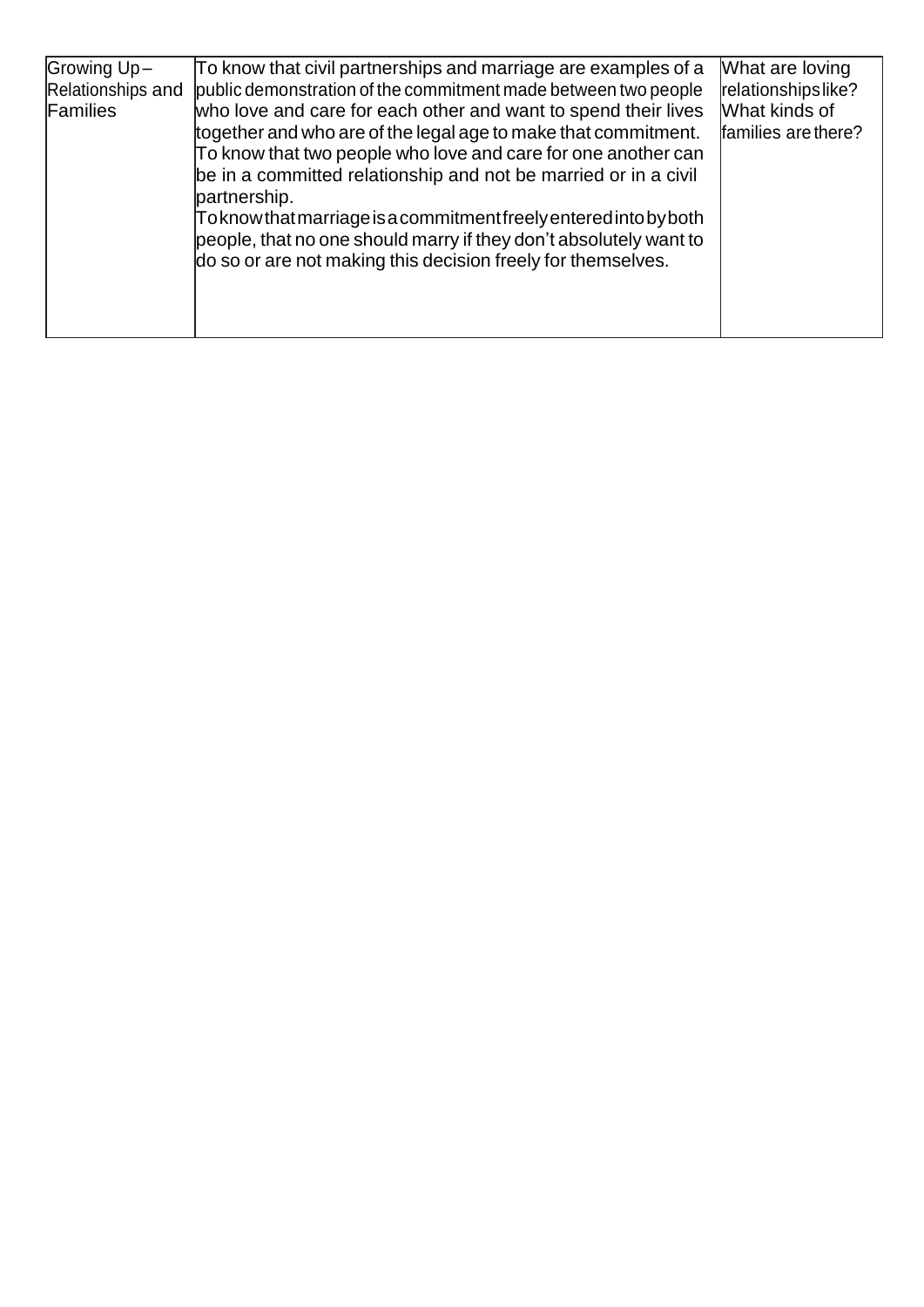| Growing Up – Relationships and Families | To know that civil partnerships and marriage are examples of a public demonstration of the commitment made between two people who love and care for each other and want to spend their lives together and who are of the legal age to make that commitment.<br>To know that two people who love and care for one another can be in a committed relationship and not be married or in a civil partnership.<br>To know that marriage is a commitment freely entered into by both people, that no one should marry if they don't absolutely want to do so or are not making this decision freely for themselves. | What are loving relationships like?<br>What kinds of families are there? |
|---|---|---|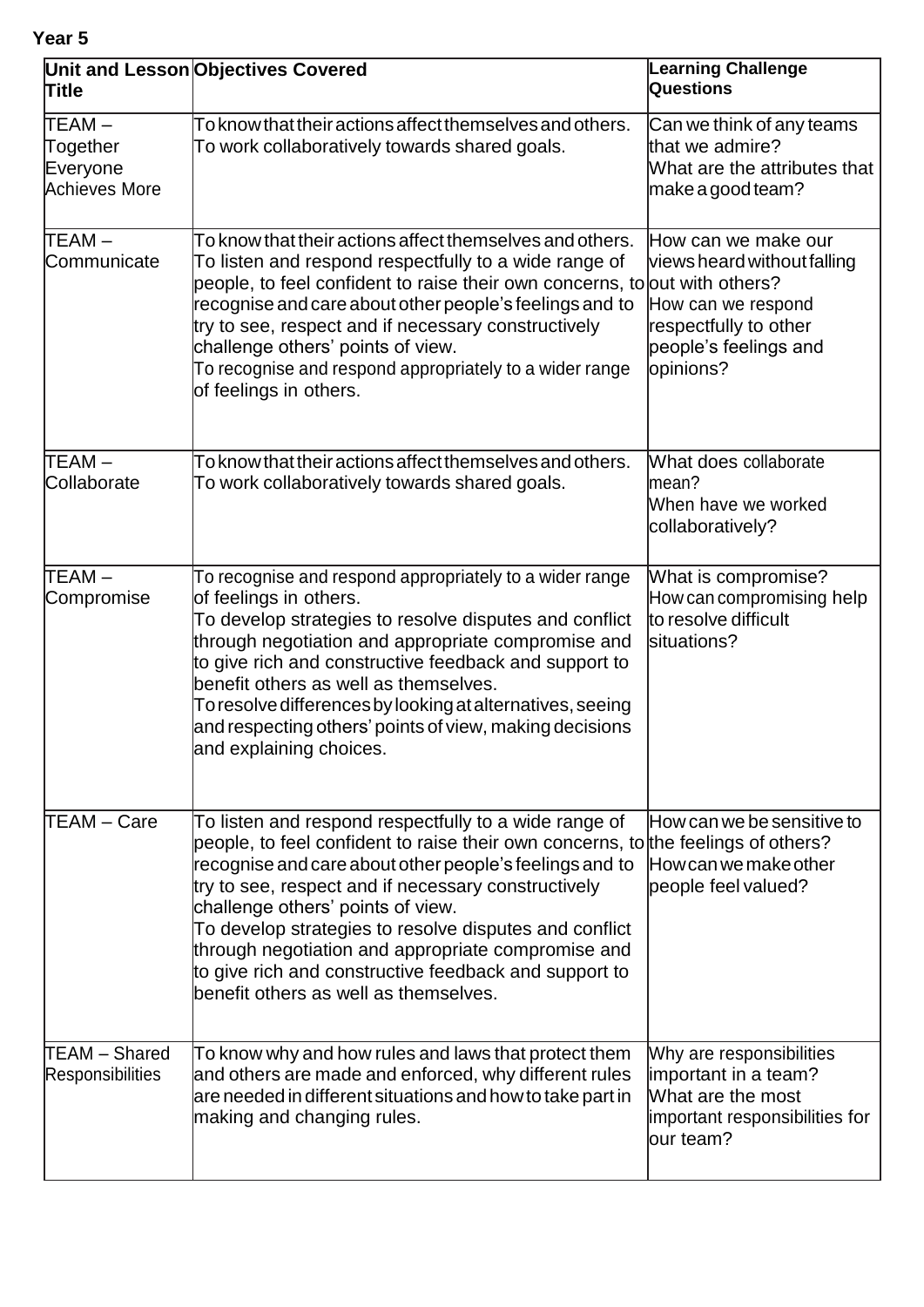**Year 5**

| Unit and Lesson Title | Objectives Covered | Learning Challenge Questions |
|---|---|---|
| TEAM – Together Everyone Achieves More | To know that their actions affect themselves and others. To work collaboratively towards shared goals. | Can we think of any teams that we admire? What are the attributes that make a good team? |
| TEAM – Communicate | To know that their actions affect themselves and others. To listen and respond respectfully to a wide range of people, to feel confident to raise their own concerns, to recognise and care about other people's feelings and to try to see, respect and if necessary constructively challenge others' points of view. To recognise and respond appropriately to a wider range of feelings in others. | How can we make our views heard without falling out with others? How can we respond respectfully to other people's feelings and opinions? |
| TEAM – Collaborate | To know that their actions affect themselves and others. To work collaboratively towards shared goals. | What does collaborate mean? When have we worked collaboratively? |
| TEAM – Compromise | To recognise and respond appropriately to a wider range of feelings in others. To develop strategies to resolve disputes and conflict through negotiation and appropriate compromise and to give rich and constructive feedback and support to benefit others as well as themselves. To resolve differences by looking at alternatives, seeing and respecting others' points of view, making decisions and explaining choices. | What is compromise? How can compromising help to resolve difficult situations? |
| TEAM – Care | To listen and respond respectfully to a wide range of people, to feel confident to raise their own concerns, to recognise and care about other people's feelings and to try to see, respect and if necessary constructively challenge others' points of view. To develop strategies to resolve disputes and conflict through negotiation and appropriate compromise and to give rich and constructive feedback and support to benefit others as well as themselves. | How can we be sensitive to the feelings of others? How can we make other people feel valued? |
| TEAM – Shared Responsibilities | To know why and how rules and laws that protect them and others are made and enforced, why different rules are needed in different situations and how to take part in making and changing rules. | Why are responsibilities important in a team? What are the most important responsibilities for our team? |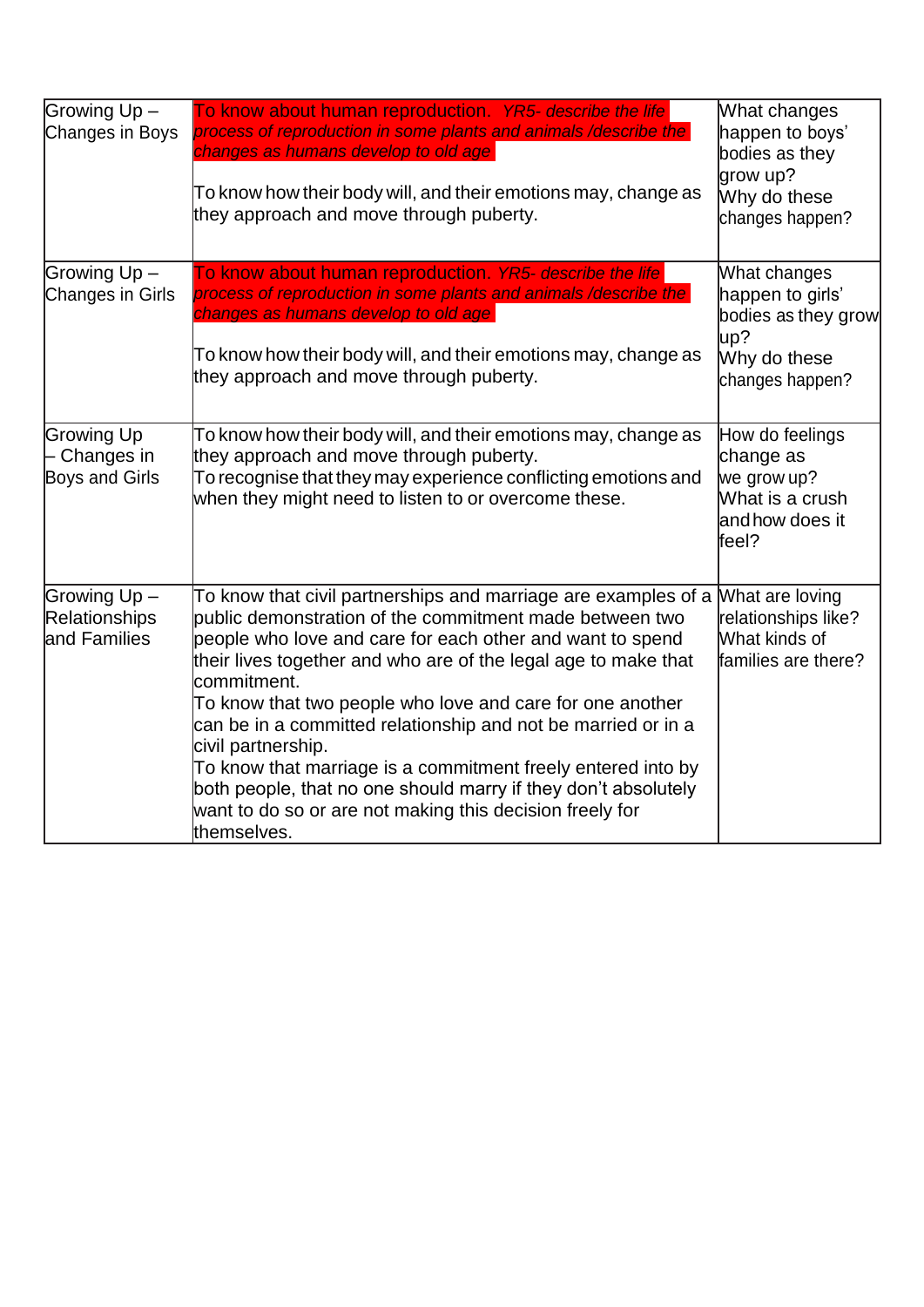| Growing Up – Changes in Boys | To know about human reproduction. *YR5- describe the life process of reproduction in some plants and animals /describe the changes as humans develop to old age*<br><br>To know how their body will, and their emotions may, change as they approach and move through puberty. | What changes happen to boys' bodies as they grow up?<br>Why do these changes happen? |
|---|---|---|
| Growing Up – Changes in Girls | To know about human reproduction. *YR5- describe the life process of reproduction in some plants and animals /describe the changes as humans develop to old age*<br><br>To know how their body will, and their emotions may, change as they approach and move through puberty. | What changes happen to girls' bodies as they grow up?<br>Why do these changes happen? |
| Growing Up – Changes in Boys and Girls | To know how their body will, and their emotions may, change as they approach and move through puberty.<br>To recognise that they may experience conflicting emotions and when they might need to listen to or overcome these. | How do feelings change as we grow up?<br>What is a crush and how does it feel? |
| Growing Up – Relationships and Families | To know that civil partnerships and marriage are examples of a public demonstration of the commitment made between two people who love and care for each other and want to spend their lives together and who are of the legal age to make that commitment.<br>To know that two people who love and care for one another can be in a committed relationship and not be married or in a civil partnership.<br>To know that marriage is a commitment freely entered into by both people, that no one should marry if they don't absolutely want to do so or are not making this decision freely for themselves. | What are loving relationships like?<br>What kinds of families are there? |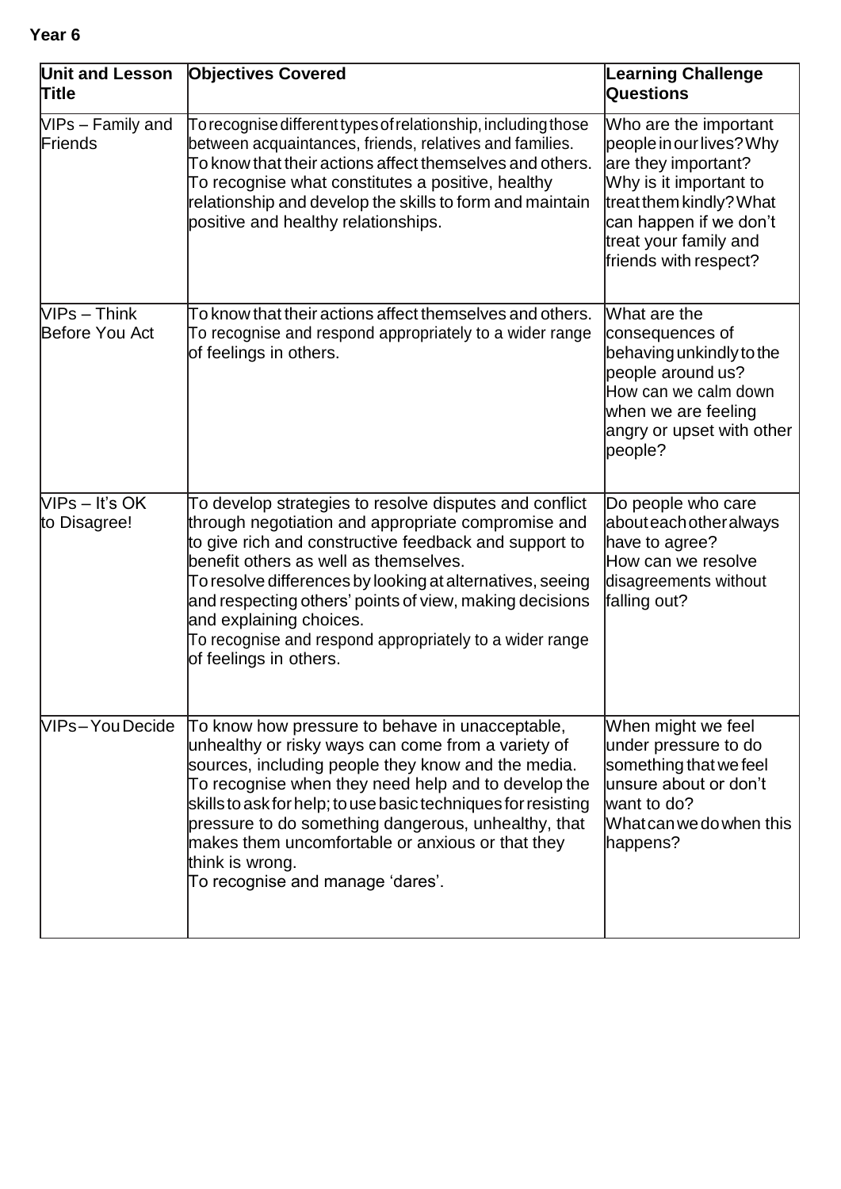**Year 6**

| Unit and Lesson Title | Objectives Covered | Learning Challenge Questions |
|---|---|---|
| VIPs – Family and Friends | To recognise different types of relationship, including those between acquaintances, friends, relatives and families. To know that their actions affect themselves and others. To recognise what constitutes a positive, healthy relationship and develop the skills to form and maintain positive and healthy relationships. | Who are the important people in our lives? Why are they important? Why is it important to treat them kindly? What can happen if we don't treat your family and friends with respect? |
| VIPs – Think Before You Act | To know that their actions affect themselves and others. To recognise and respond appropriately to a wider range of feelings in others. | What are the consequences of behaving unkindly to the people around us? How can we calm down when we are feeling angry or upset with other people? |
| VIPs – It's OK to Disagree! | To develop strategies to resolve disputes and conflict through negotiation and appropriate compromise and to give rich and constructive feedback and support to benefit others as well as themselves. To resolve differences by looking at alternatives, seeing and respecting others' points of view, making decisions and explaining choices. To recognise and respond appropriately to a wider range of feelings in others. | Do people who care about each other always have to agree? How can we resolve disagreements without falling out? |
| VIPs – You Decide | To know how pressure to behave in unacceptable, unhealthy or risky ways can come from a variety of sources, including people they know and the media. To recognise when they need help and to develop the skills to ask for help; to use basic techniques for resisting pressure to do something dangerous, unhealthy, that makes them uncomfortable or anxious or that they think is wrong. To recognise and manage 'dares'. | When might we feel under pressure to do something that we feel unsure about or don't want to do? What can we do when this happens? |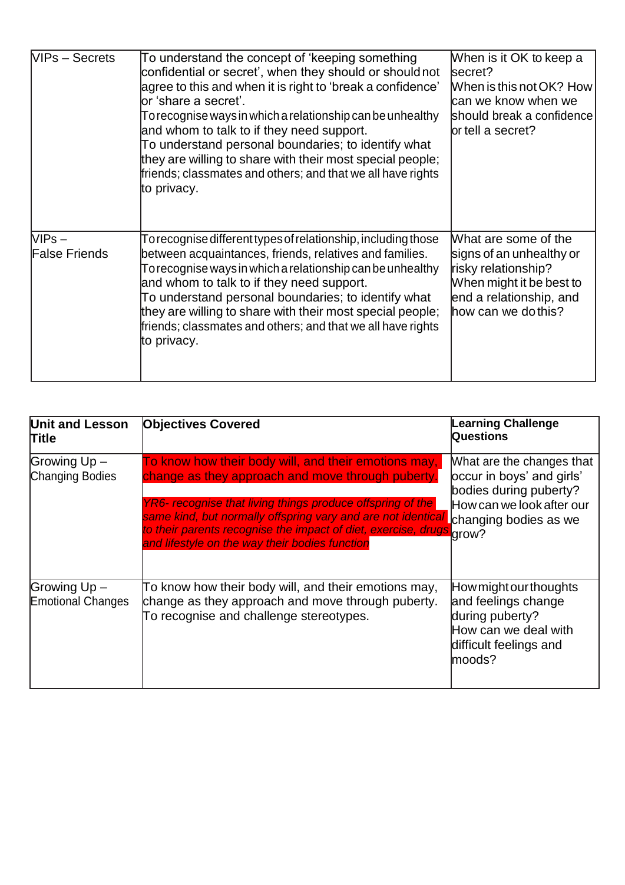| VIPs – Secrets | To understand the concept of 'keeping something confidential or secret', when they should or should not agree to this and when it is right to 'break a confidence' or 'share a secret'.<br>To recognise ways in which a relationship can be unhealthy and whom to talk to if they need support.<br>To understand personal boundaries; to identify what they are willing to share with their most special people; friends; classmates and others; and that we all have rights to privacy. | When is it OK to keep a secret?<br>When is this not OK? How can we know when we should break a confidence or tell a secret? |
|---|---|---|
| VIPs – False Friends | To recognise different types of relationship, including those between acquaintances, friends, relatives and families.<br>To recognise ways in which a relationship can be unhealthy and whom to talk to if they need support.<br>To understand personal boundaries; to identify what they are willing to share with their most special people; friends; classmates and others; and that we all have rights to privacy. | What are some of the signs of an unhealthy or risky relationship?<br>When might it be best to end a relationship, and how can we do this? |

| Unit and Lesson Title | Objectives Covered | Learning Challenge Questions |
|---|---|---|
| Growing Up – Changing Bodies | To know how their body will, and their emotions may, change as they approach and move through puberty.<br><br>*YR6- recognise that living things produce offspring of the same kind, but normally offspring vary and are not identical to their parents recognise the impact of diet, exercise, drugs and lifestyle on the way their bodies function* | What are the changes that occur in boys' and girls' bodies during puberty?<br>How can we look after our changing bodies as we grow? |
| Growing Up – Emotional Changes | To know how their body will, and their emotions may, change as they approach and move through puberty.<br>To recognise and challenge stereotypes. | How might our thoughts and feelings change during puberty?<br>How can we deal with difficult feelings and moods? |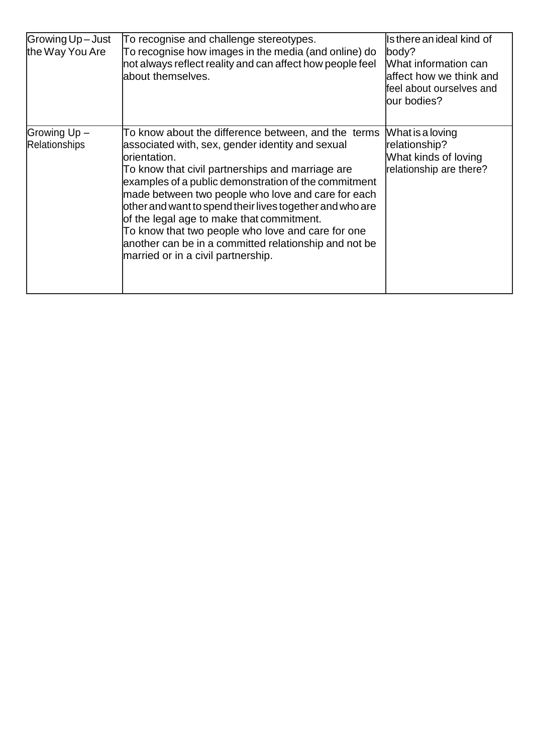| | | |
|---|---|---|
| Growing Up – Just the Way You Are | To recognise and challenge stereotypes.<br>To recognise how images in the media (and online) do not always reflect reality and can affect how people feel about themselves. | Is there an ideal kind of body?<br>What information can affect how we think and feel about ourselves and our bodies? |
| Growing Up – Relationships | To know about the difference between, and the terms associated with, sex, gender identity and sexual orientation.<br>To know that civil partnerships and marriage are examples of a public demonstration of the commitment made between two people who love and care for each other and want to spend their lives together and who are of the legal age to make that commitment.<br>To know that two people who love and care for one another can be in a committed relationship and not be married or in a civil partnership. | What is a loving relationship?<br>What kinds of loving relationship are there? |